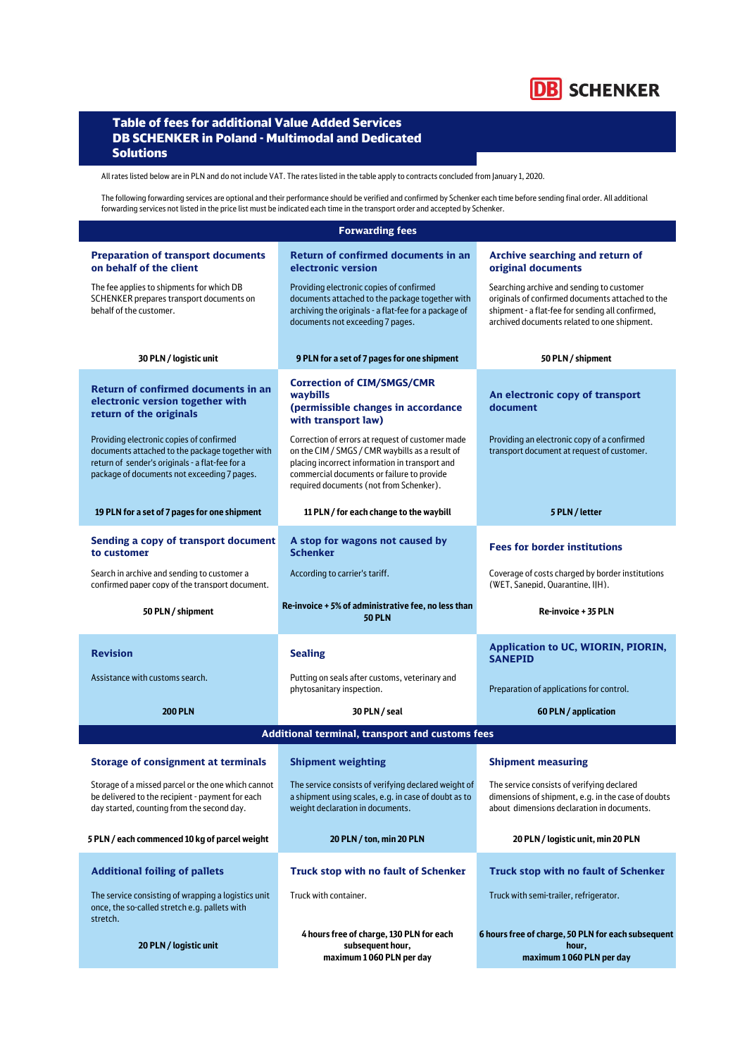DB SCHENKER

# Table of fees for additional Value Added Services DB SCHENKER in Poland - Multimodal and Dedicated Solutions

All rates listed below are in PLN and do not include VAT. The rates listed in the table apply to contracts concluded from January 1, 2020.

The following forwarding services are optional and their performance should be verified and confirmed by Schenker each time before sending final order. All additional forwarding services not listed in the price list must be indicated each time in the transport order and accepted by Schenker.

## Forwarding fees

| Preparation of transport documents on behalf of the client | Return of confirmed documents in an electronic version | Archive searching and return of original documents |
|---|---|---|
| The fee applies to shipments for which DB SCHENKER prepares transport documents on behalf of the customer. | Providing electronic copies of confirmed documents attached to the package together with archiving the originals - a flat-fee for a package of documents not exceeding 7 pages. | Searching archive and sending to customer originals of confirmed documents attached to the shipment - a flat-fee for sending all confirmed, archived documents related to one shipment. |
| **30 PLN / logistic unit** | **9 PLN for a set of 7 pages for one shipment** | **50 PLN / shipment** |
| **Return of confirmed documents in an electronic version together with return of the originals** | **Correction of CIM/SMGS/CMR waybills (permissible changes in accordance with transport law)** | **An electronic copy of transport document** |
| Providing electronic copies of confirmed documents attached to the package together with return of sender's originals - a flat-fee for a package of documents not exceeding 7 pages. | Correction of errors at request of customer made on the CIM / SMGS / CMR waybills as a result of placing incorrect information in transport and commercial documents or failure to provide required documents (not from Schenker). | Providing an electronic copy of a confirmed transport document at request of customer. |
| **19 PLN for a set of 7 pages for one shipment** | **11 PLN / for each change to the waybill** | **5 PLN / letter** |
| **Sending a copy of transport document to customer** | **A stop for wagons not caused by Schenker** | **Fees for border institutions** |
| Search in archive and sending to customer a confirmed paper copy of the transport document. | According to carrier's tariff. | Coverage of costs charged by border institutions (WET, Sanepid, Quarantine, IJH). |
| **50 PLN / shipment** | **Re-invoice + 5% of administrative fee, no less than 50 PLN** | **Re-invoice + 35 PLN** |
| **Revision** | **Sealing** | **Application to UC, WIORIN, PIORIN, SANEPID** |
| Assistance with customs search. | Putting on seals after customs, veterinary and phytosanitary inspection. | Preparation of applications for control. |
| **200 PLN** | **30 PLN / seal** | **60 PLN / application** |

## Additional terminal, transport and customs fees

| Storage of consignment at terminals | Shipment weighting | Shipment measuring |
|---|---|---|
| Storage of a missed parcel or the one which cannot be delivered to the recipient - payment for each day started, counting from the second day. | The service consists of verifying declared weight of a shipment using scales, e.g. in case of doubt as to weight declaration in documents. | The service consists of verifying declared dimensions of shipment, e.g. in the case of doubts about dimensions declaration in documents. |
| **5 PLN / each commenced 10 kg of parcel weight** | **20 PLN / ton, min 20 PLN** | **20 PLN / logistic unit, min 20 PLN** |
| **Additional foiling of pallets** | **Truck stop with no fault of Schenker** | **Truck stop with no fault of Schenker** |
| The service consisting of wrapping a logistics unit once, the so-called stretch e.g. pallets with stretch. | Truck with container. | Truck with semi-trailer, refrigerator. |
| **20 PLN / logistic unit** | **4 hours free of charge, 130 PLN for each subsequent hour, maximum 1 060 PLN per day** | **6 hours free of charge, 50 PLN for each subsequent hour, maximum 1 060 PLN per day** |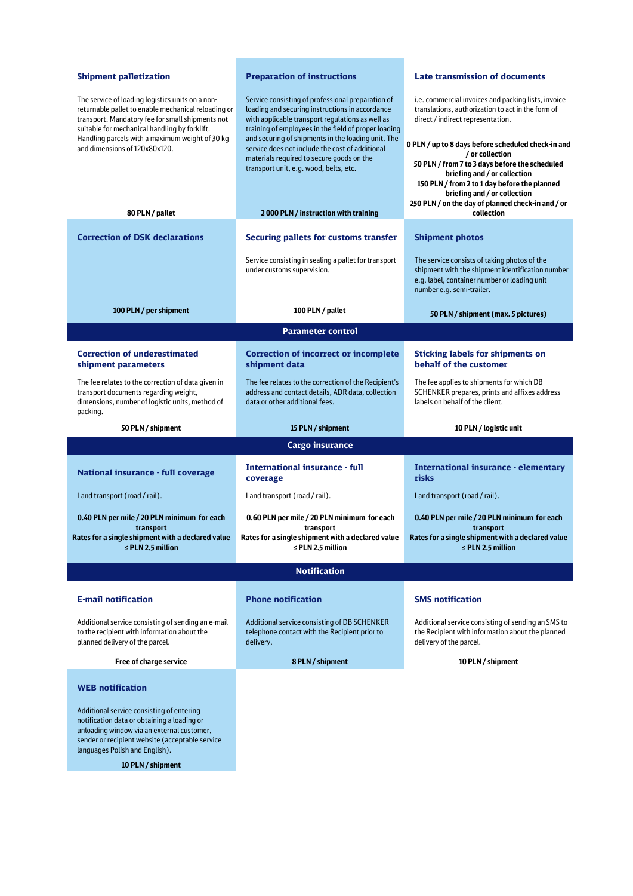### Shipment palletization

The service of loading logistics units on a non-returnable pallet to enable mechanical reloading or transport. Mandatory fee for small shipments not suitable for mechanical handling by forklift. Handling parcels with a maximum weight of 30 kg and dimensions of 120x80x120.

**80 PLN / pallet**

### Preparation of instructions

Service consisting of professional preparation of loading and securing instructions in accordance with applicable transport regulations as well as training of employees in the field of proper loading and securing of shipments in the loading unit. The service does not include the cost of additional materials required to secure goods on the transport unit, e.g. wood, belts, etc.

**2 000 PLN / instruction with training**

### Late transmission of documents

i.e. commercial invoices and packing lists, invoice translations, authorization to act in the form of direct / indirect representation.

**0 PLN / up to 8 days before scheduled check-in and / or collection**
**50 PLN / from 7 to 3 days before the scheduled briefing and / or collection**
**150 PLN / from 2 to 1 day before the planned briefing and / or collection**
**250 PLN / on the day of planned check-in and / or collection**

### Correction of DSK declarations

**100 PLN / per shipment**

### Securing pallets for customs transfer

Service consisting in sealing a pallet for transport under customs supervision.

**100 PLN / pallet**

### Shipment photos

The service consists of taking photos of the shipment with the shipment identification number e.g. label, container number or loading unit number e.g. semi-trailer.

**50 PLN / shipment (max. 5 pictures)**

## Parameter control

### Correction of underestimated shipment parameters

The fee relates to the correction of data given in transport documents regarding weight, dimensions, number of logistic units, method of packing.

**50 PLN / shipment**

### Correction of incorrect or incomplete shipment data

The fee relates to the correction of the Recipient's address and contact details, ADR data, collection data or other additional fees.

**15 PLN / shipment**

### Sticking labels for shipments on behalf of the customer

The fee applies to shipments for which DB SCHENKER prepares, prints and affixes address labels on behalf of the client.

**10 PLN / logistic unit**

## Cargo insurance

### National insurance - full coverage

Land transport (road / rail).

**0.40 PLN per mile / 20 PLN minimum for each transport**
**Rates for a single shipment with a declared value ≤ PLN 2.5 million**

### International insurance - full coverage

Land transport (road / rail).

**0.60 PLN per mile / 20 PLN minimum for each transport**
**Rates for a single shipment with a declared value ≤ PLN 2.5 million**

### International insurance - elementary risks

Land transport (road / rail).

**0.40 PLN per mile / 20 PLN minimum for each transport**
**Rates for a single shipment with a declared value ≤ PLN 2.5 million**

## Notification

### E-mail notification

Additional service consisting of sending an e-mail to the recipient with information about the planned delivery of the parcel.

**Free of charge service**

### Phone notification

Additional service consisting of DB SCHENKER telephone contact with the Recipient prior to delivery.

**8 PLN / shipment**

### SMS notification

Additional service consisting of sending an SMS to the Recipient with information about the planned delivery of the parcel.

**10 PLN / shipment**

### WEB notification

Additional service consisting of entering notification data or obtaining a loading or unloading window via an external customer, sender or recipient website (acceptable service languages Polish and English).

**10 PLN / shipment**